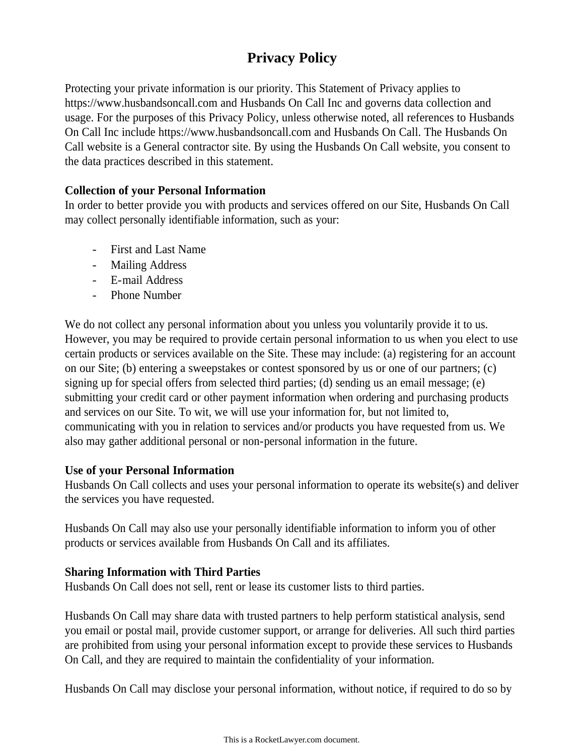# Privacy Policy

Protecting your private information is our priority. This Statement of Privacy applies to https://www.husbandsoncall.com and Husbands On Call Inc and governs data collection and usage. For the purposes of this Privacy Policy, unless otherwise noted, all references to Husbands On Call Inc include https://www.husbandsoncall.com and Husbands On Call. The Husbands On Call website is a General contractor site. By using the Husbands On Call website, you consent to the data practices described in this statement.

**Collection of your Personal Information**

In order to better provide you with products and services offered on our Site, Husbands On Call may collect personally identifiable information, such as your:

- First and Last Name
- Mailing Address
- E-mail Address
- Phone Number

We do not collect any personal information about you unless you voluntarily provide it to us. However, you may be required to provide certain personal information to us when you elect to use certain products or services available on the Site. These may include: (a) registering for an account on our Site; (b) entering a sweepstakes or contest sponsored by us or one of our partners; (c) signing up for special offers from selected third parties; (d) sending us an email message; (e) submitting your credit card or other payment information when ordering and purchasing products and services on our Site. To wit, we will use your information for, but not limited to, communicating with you in relation to services and/or products you have requested from us. We also may gather additional personal or non-personal information in the future.

**Use of your Personal Information**

Husbands On Call collects and uses your personal information to operate its website(s) and deliver the services you have requested.

Husbands On Call may also use your personally identifiable information to inform you of other products or services available from Husbands On Call and its affiliates.

**Sharing Information with Third Parties**

Husbands On Call does not sell, rent or lease its customer lists to third parties.

Husbands On Call may share data with trusted partners to help perform statistical analysis, send you email or postal mail, provide customer support, or arrange for deliveries. All such third parties are prohibited from using your personal information except to provide these services to Husbands On Call, and they are required to maintain the confidentiality of your information.

Husbands On Call may disclose your personal information, without notice, if required to do so by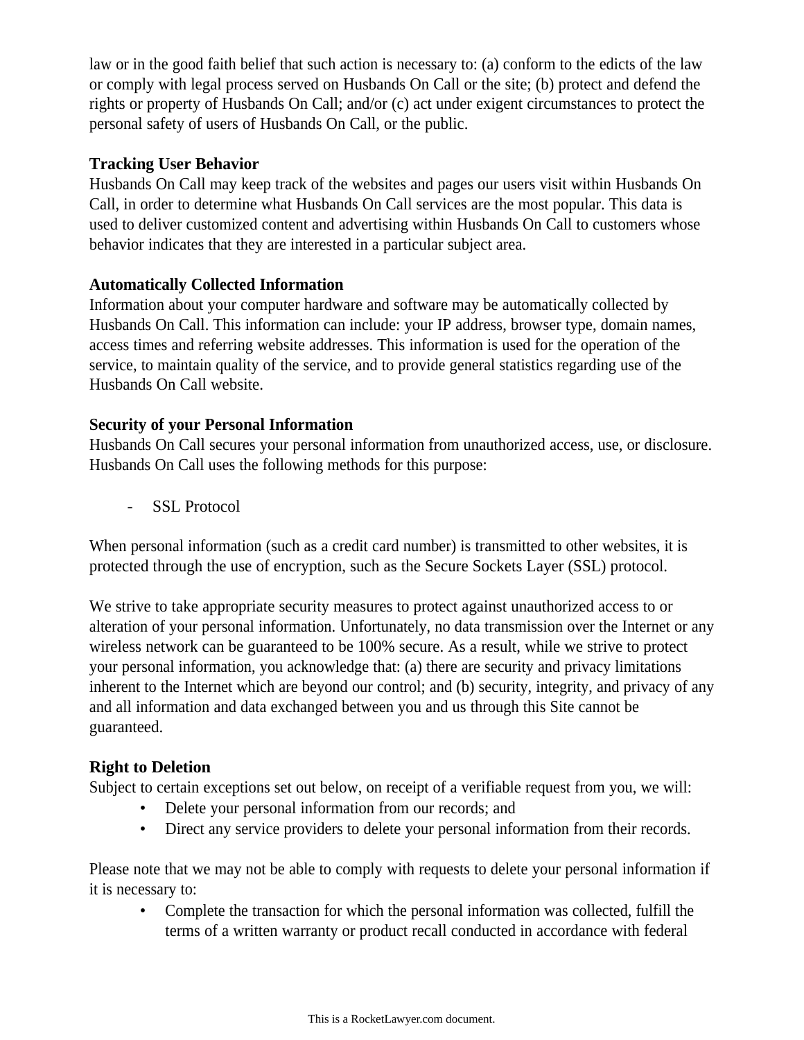law or in the good faith belief that such action is necessary to: (a) conform to the edicts of the law or comply with legal process served on Husbands On Call or the site; (b) protect and defend the rights or property of Husbands On Call; and/or (c) act under exigent circumstances to protect the personal safety of users of Husbands On Call, or the public.

**Tracking User Behavior**
Husbands On Call may keep track of the websites and pages our users visit within Husbands On Call, in order to determine what Husbands On Call services are the most popular. This data is used to deliver customized content and advertising within Husbands On Call to customers whose behavior indicates that they are interested in a particular subject area.

**Automatically Collected Information**
Information about your computer hardware and software may be automatically collected by Husbands On Call. This information can include: your IP address, browser type, domain names, access times and referring website addresses. This information is used for the operation of the service, to maintain quality of the service, and to provide general statistics regarding use of the Husbands On Call website.

**Security of your Personal Information**
Husbands On Call secures your personal information from unauthorized access, use, or disclosure. Husbands On Call uses the following methods for this purpose:

- SSL Protocol

When personal information (such as a credit card number) is transmitted to other websites, it is protected through the use of encryption, such as the Secure Sockets Layer (SSL) protocol.

We strive to take appropriate security measures to protect against unauthorized access to or alteration of your personal information. Unfortunately, no data transmission over the Internet or any wireless network can be guaranteed to be 100% secure. As a result, while we strive to protect your personal information, you acknowledge that: (a) there are security and privacy limitations inherent to the Internet which are beyond our control; and (b) security, integrity, and privacy of any and all information and data exchanged between you and us through this Site cannot be guaranteed.

**Right to Deletion**
Subject to certain exceptions set out below, on receipt of a verifiable request from you, we will:

- Delete your personal information from our records; and
- Direct any service providers to delete your personal information from their records.

Please note that we may not be able to comply with requests to delete your personal information if it is necessary to:

- Complete the transaction for which the personal information was collected, fulfill the terms of a written warranty or product recall conducted in accordance with federal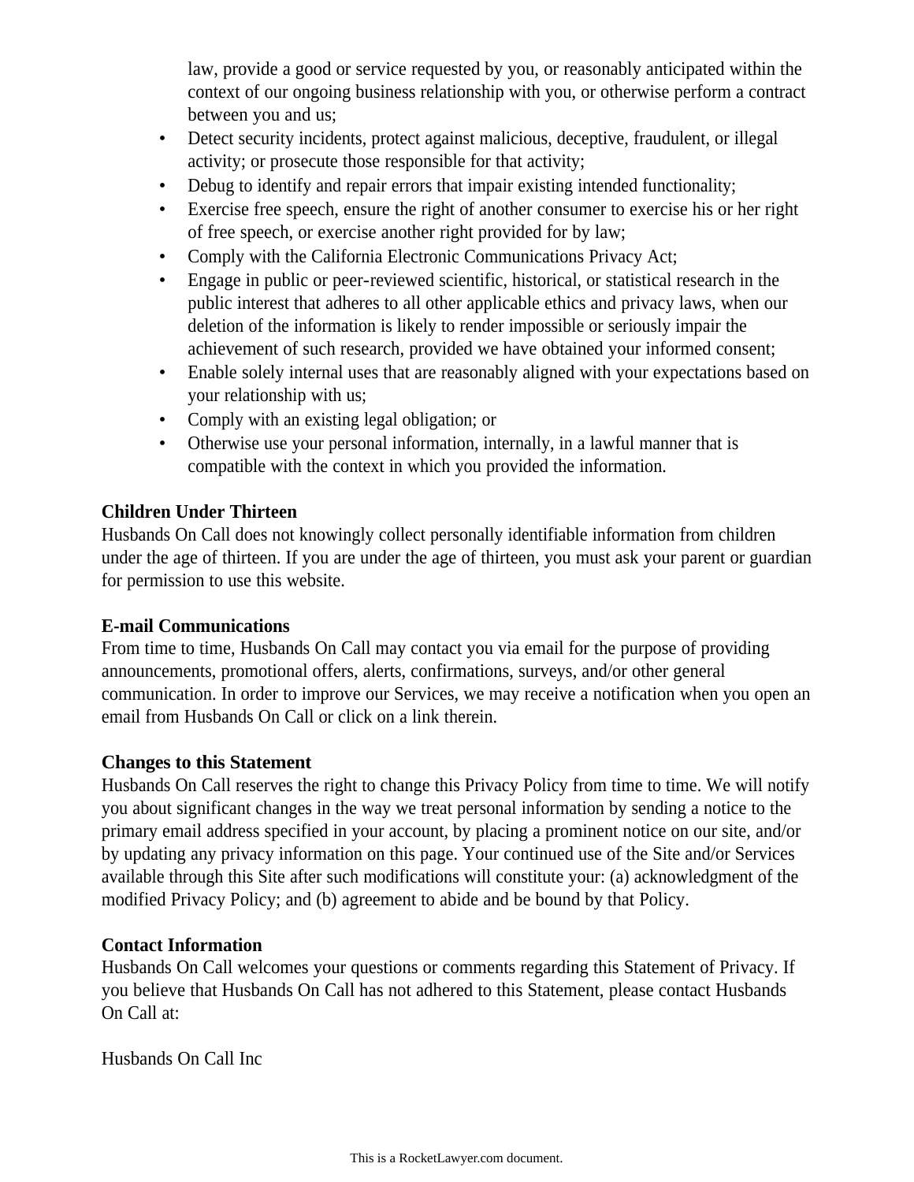law, provide a good or service requested by you, or reasonably anticipated within the context of our ongoing business relationship with you, or otherwise perform a contract between you and us;

- Detect security incidents, protect against malicious, deceptive, fraudulent, or illegal activity; or prosecute those responsible for that activity;
- Debug to identify and repair errors that impair existing intended functionality;
- Exercise free speech, ensure the right of another consumer to exercise his or her right of free speech, or exercise another right provided for by law;
- Comply with the California Electronic Communications Privacy Act;
- Engage in public or peer-reviewed scientific, historical, or statistical research in the public interest that adheres to all other applicable ethics and privacy laws, when our deletion of the information is likely to render impossible or seriously impair the achievement of such research, provided we have obtained your informed consent;
- Enable solely internal uses that are reasonably aligned with your expectations based on your relationship with us;
- Comply with an existing legal obligation; or
- Otherwise use your personal information, internally, in a lawful manner that is compatible with the context in which you provided the information.

**Children Under Thirteen**
Husbands On Call does not knowingly collect personally identifiable information from children under the age of thirteen. If you are under the age of thirteen, you must ask your parent or guardian for permission to use this website.

**E-mail Communications**
From time to time, Husbands On Call may contact you via email for the purpose of providing announcements, promotional offers, alerts, confirmations, surveys, and/or other general communication. In order to improve our Services, we may receive a notification when you open an email from Husbands On Call or click on a link therein.

**Changes to this Statement**
Husbands On Call reserves the right to change this Privacy Policy from time to time. We will notify you about significant changes in the way we treat personal information by sending a notice to the primary email address specified in your account, by placing a prominent notice on our site, and/or by updating any privacy information on this page. Your continued use of the Site and/or Services available through this Site after such modifications will constitute your: (a) acknowledgment of the modified Privacy Policy; and (b) agreement to abide and be bound by that Policy.

**Contact Information**
Husbands On Call welcomes your questions or comments regarding this Statement of Privacy. If you believe that Husbands On Call has not adhered to this Statement, please contact Husbands On Call at:

Husbands On Call Inc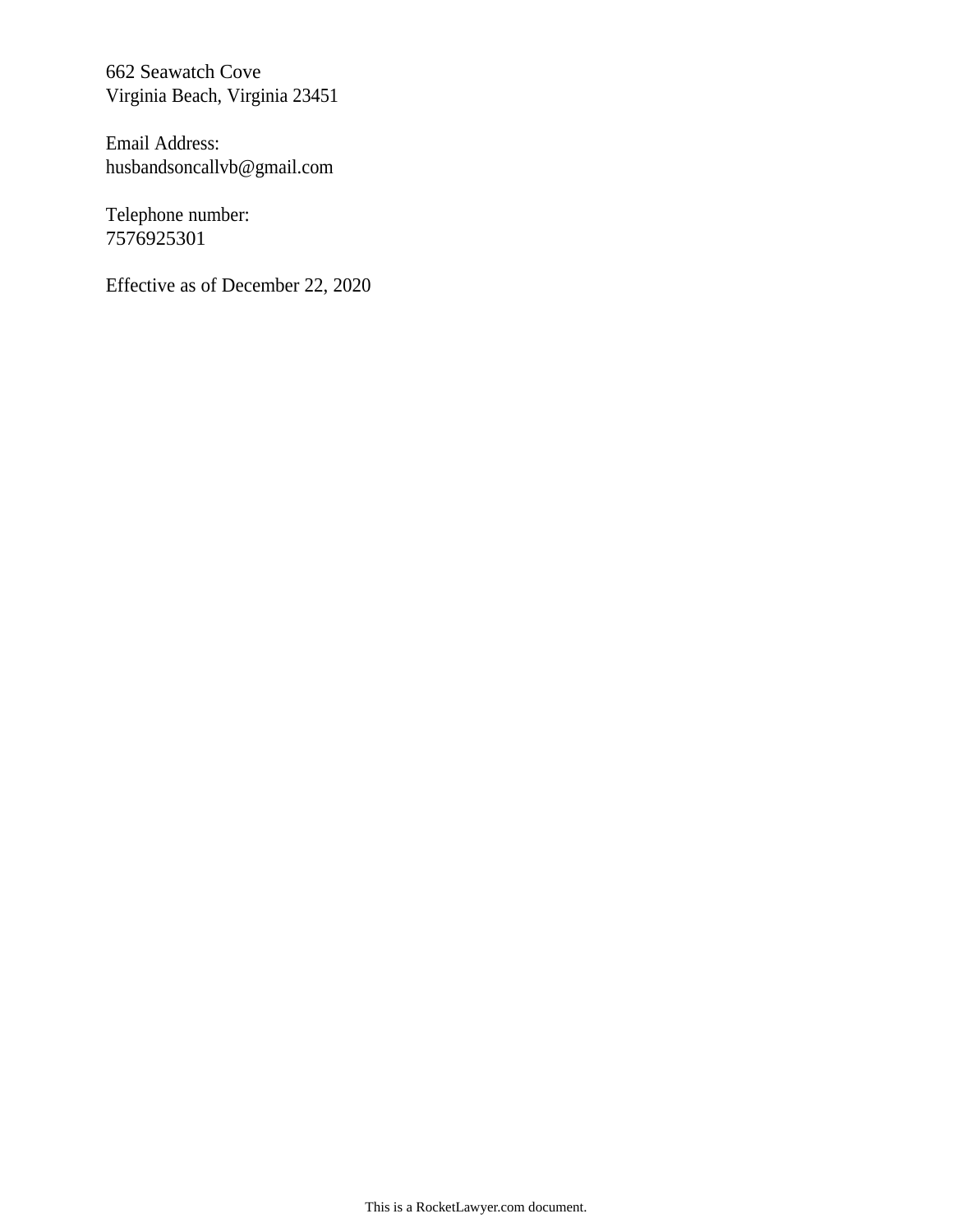662 Seawatch Cove
Virginia Beach, Virginia 23451

Email Address:
husbandsoncallvb@gmail.com

Telephone number:
7576925301

Effective as of December 22, 2020

This is a RocketLawyer.com document.